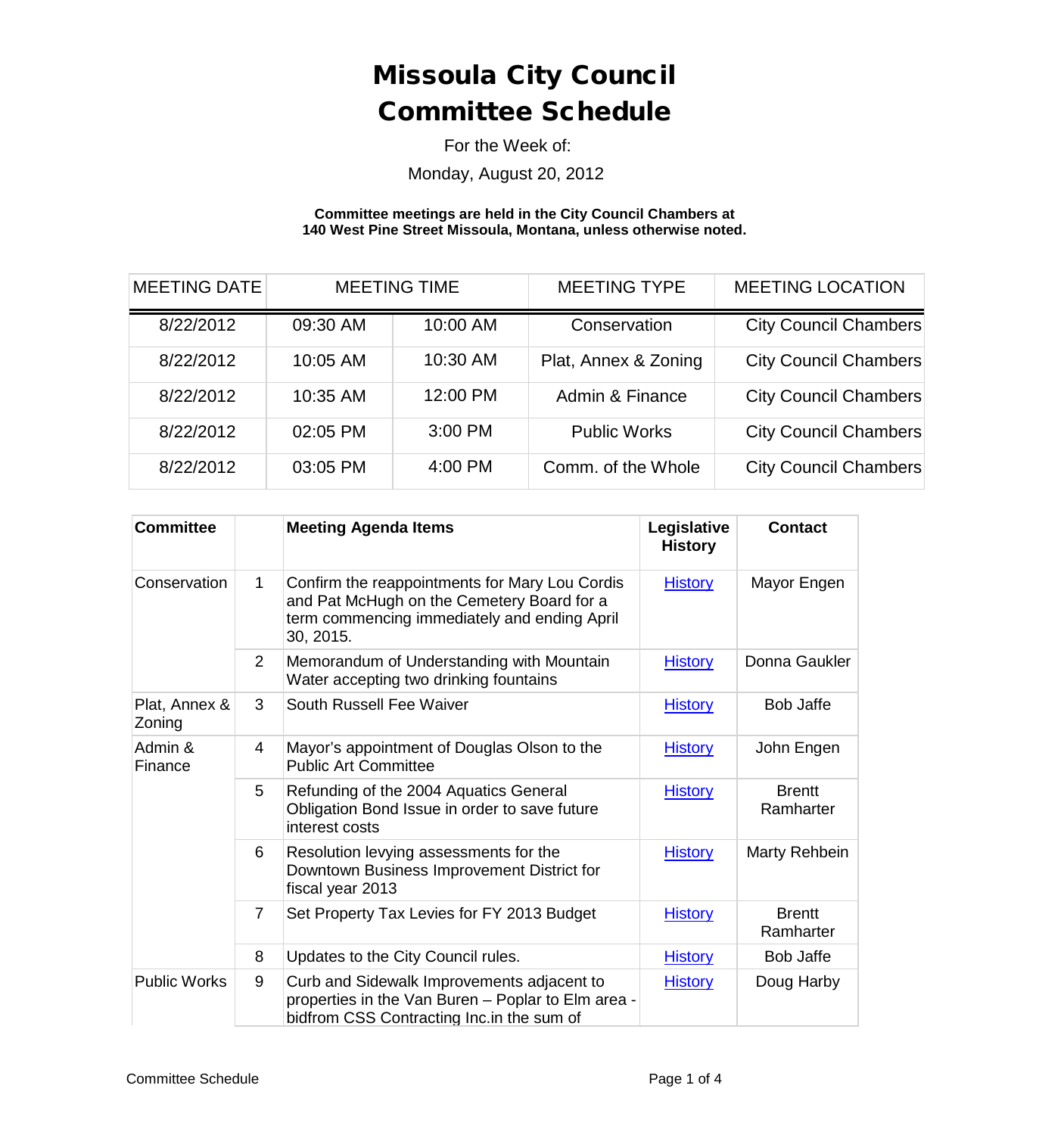# Missoula City Council
# Committee Schedule

For the Week of:

Monday, August 20, 2012

**Committee meetings are held in the City Council Chambers at 140 West Pine Street Missoula, Montana, unless otherwise noted.**

| MEETING DATE | MEETING TIME | | MEETING TYPE | MEETING LOCATION |
|---|---|---|---|---|
| 8/22/2012 | 09:30 AM | 10:00 AM | Conservation | City Council Chambers |
| 8/22/2012 | 10:05 AM | 10:30 AM | Plat, Annex & Zoning | City Council Chambers |
| 8/22/2012 | 10:35 AM | 12:00 PM | Admin & Finance | City Council Chambers |
| 8/22/2012 | 02:05 PM | 3:00 PM | Public Works | City Council Chambers |
| 8/22/2012 | 03:05 PM | 4:00 PM | Comm. of the Whole | City Council Chambers |

| Committee | | Meeting Agenda Items | Legislative History | Contact |
|---|---|---|---|---|
| Conservation | 1 | Confirm the reappointments for Mary Lou Cordis and Pat McHugh on the Cemetery Board for a term commencing immediately and ending April 30, 2015. | History | Mayor Engen |
| | 2 | Memorandum of Understanding with Mountain Water accepting two drinking fountains | History | Donna Gaukler |
| Plat, Annex & Zoning | 3 | South Russell Fee Waiver | History | Bob Jaffe |
| Admin & Finance | 4 | Mayor's appointment of Douglas Olson to the Public Art Committee | History | John Engen |
| | 5 | Refunding of the 2004 Aquatics General Obligation Bond Issue in order to save future interest costs | History | Brentt Ramharter |
| | 6 | Resolution levying assessments for the Downtown Business Improvement District for fiscal year 2013 | History | Marty Rehbein |
| | 7 | Set Property Tax Levies for FY 2013 Budget | History | Brentt Ramharter |
| | 8 | Updates to the City Council rules. | History | Bob Jaffe |
| Public Works | 9 | Curb and Sidewalk Improvements adjacent to properties in the Van Buren – Poplar to Elm area - bidfrom CSS Contracting Inc.in the sum of | History | Doug Harby |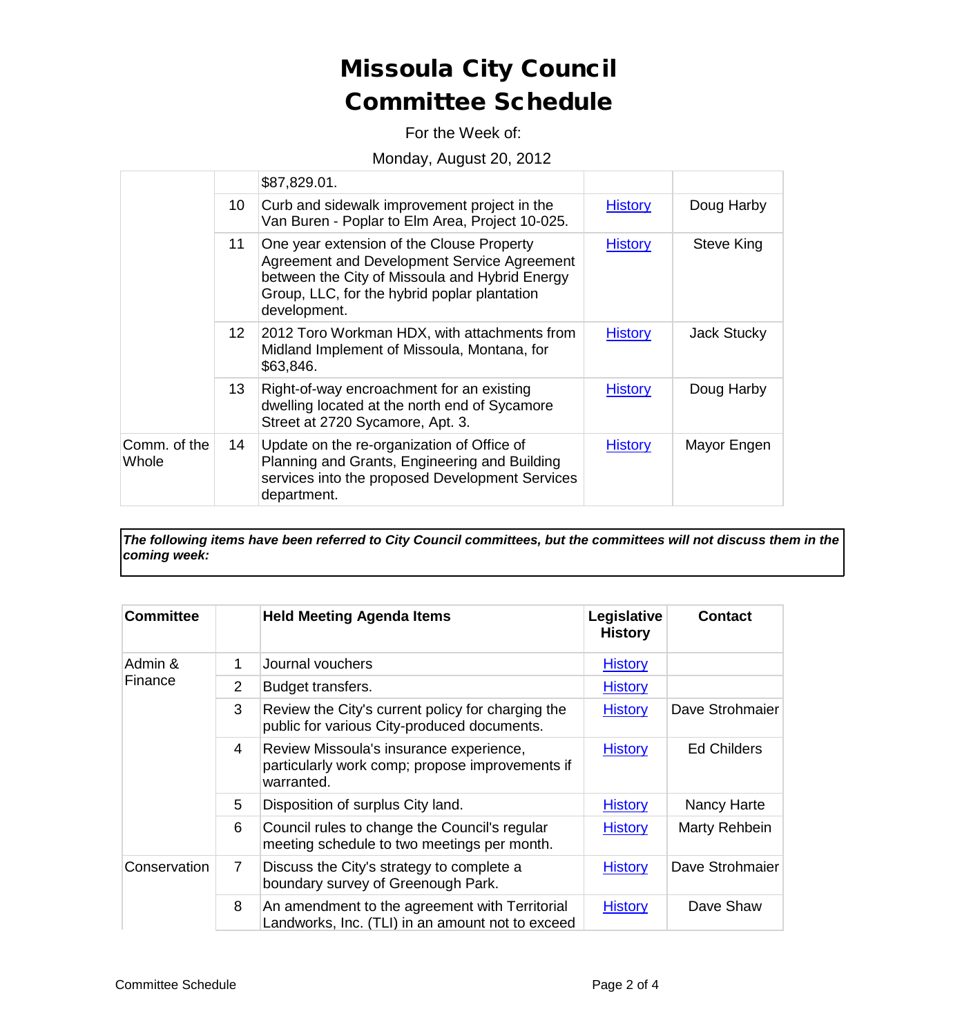# Missoula City Council Committee Schedule

For the Week of:

Monday, August 20, 2012

| | | | | |
|---|---|---|---|---|
| | | $87,829.01. | | |
| | 10 | Curb and sidewalk improvement project in the Van Buren - Poplar to Elm Area, Project 10-025. | History | Doug Harby |
| | 11 | One year extension of the Clouse Property Agreement and Development Service Agreement between the City of Missoula and Hybrid Energy Group, LLC, for the hybrid poplar plantation development. | History | Steve King |
| | 12 | 2012 Toro Workman HDX, with attachments from Midland Implement of Missoula, Montana, for $63,846. | History | Jack Stucky |
| | 13 | Right-of-way encroachment for an existing dwelling located at the north end of Sycamore Street at 2720 Sycamore, Apt. 3. | History | Doug Harby |
| Comm. of the Whole | 14 | Update on the re-organization of Office of Planning and Grants, Engineering and Building services into the proposed Development Services department. | History | Mayor Engen |

***The following items have been referred to City Council committees, but the committees will not discuss them in the coming week:***

| Committee | | Held Meeting Agenda Items | Legislative History | Contact |
|---|---|---|---|---|
| Admin & Finance | 1 | Journal vouchers | History | |
| | 2 | Budget transfers. | History | |
| | 3 | Review the City's current policy for charging the public for various City-produced documents. | History | Dave Strohmaier |
| | 4 | Review Missoula's insurance experience, particularly work comp; propose improvements if warranted. | History | Ed Childers |
| | 5 | Disposition of surplus City land. | History | Nancy Harte |
| | 6 | Council rules to change the Council's regular meeting schedule to two meetings per month. | History | Marty Rehbein |
| Conservation | 7 | Discuss the City's strategy to complete a boundary survey of Greenough Park. | History | Dave Strohmaier |
| | 8 | An amendment to the agreement with Territorial Landworks, Inc. (TLI) in an amount not to exceed | History | Dave Shaw |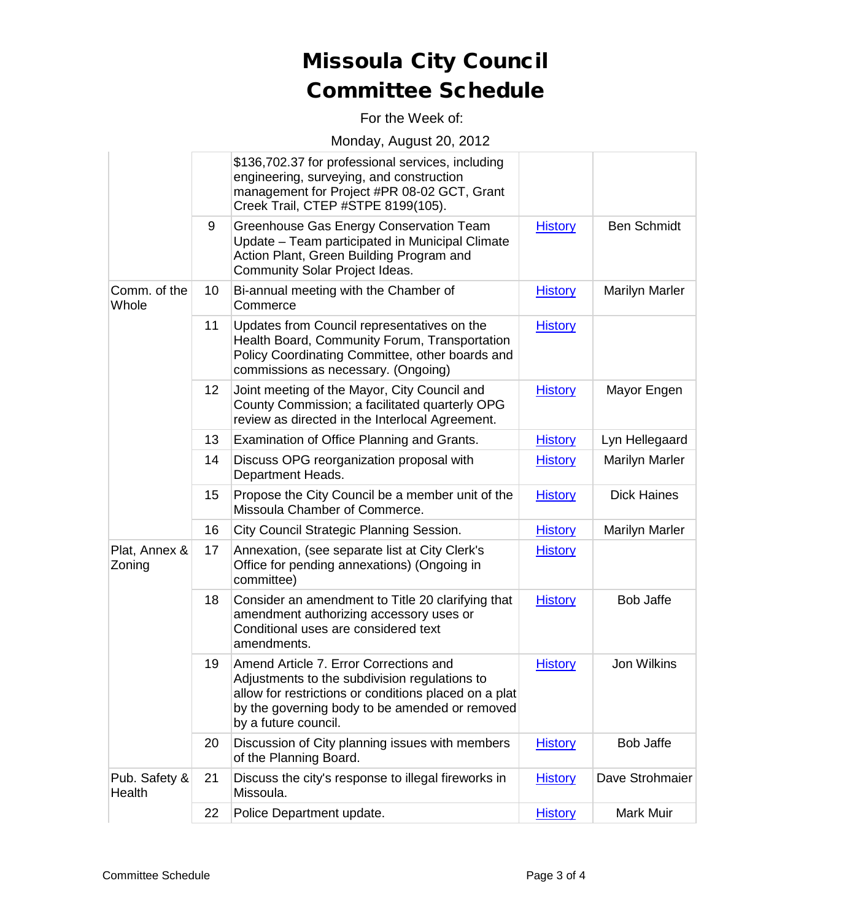# Missoula City Council Committee Schedule

For the Week of:

Monday, August 20, 2012

| | | | | |
|---|---|---|---|---|
| | | $136,702.37 for professional services, including engineering, surveying, and construction management for Project #PR 08-02 GCT, Grant Creek Trail, CTEP #STPE 8199(105). | | |
| | 9 | Greenhouse Gas Energy Conservation Team Update – Team participated in Municipal Climate Action Plant, Green Building Program and Community Solar Project Ideas. | History | Ben Schmidt |
| Comm. of the Whole | 10 | Bi-annual meeting with the Chamber of Commerce | History | Marilyn Marler |
| | 11 | Updates from Council representatives on the Health Board, Community Forum, Transportation Policy Coordinating Committee, other boards and commissions as necessary. (Ongoing) | History | |
| | 12 | Joint meeting of the Mayor, City Council and County Commission; a facilitated quarterly OPG review as directed in the Interlocal Agreement. | History | Mayor Engen |
| | 13 | Examination of Office Planning and Grants. | History | Lyn Hellegaard |
| | 14 | Discuss OPG reorganization proposal with Department Heads. | History | Marilyn Marler |
| | 15 | Propose the City Council be a member unit of the Missoula Chamber of Commerce. | History | Dick Haines |
| | 16 | City Council Strategic Planning Session. | History | Marilyn Marler |
| Plat, Annex & Zoning | 17 | Annexation, (see separate list at City Clerk's Office for pending annexations) (Ongoing in committee) | History | |
| | 18 | Consider an amendment to Title 20 clarifying that amendment authorizing accessory uses or Conditional uses are considered text amendments. | History | Bob Jaffe |
| | 19 | Amend Article 7. Error Corrections and Adjustments to the subdivision regulations to allow for restrictions or conditions placed on a plat by the governing body to be amended or removed by a future council. | History | Jon Wilkins |
| | 20 | Discussion of City planning issues with members of the Planning Board. | History | Bob Jaffe |
| Pub. Safety & Health | 21 | Discuss the city's response to illegal fireworks in Missoula. | History | Dave Strohmaier |
| | 22 | Police Department update. | History | Mark Muir |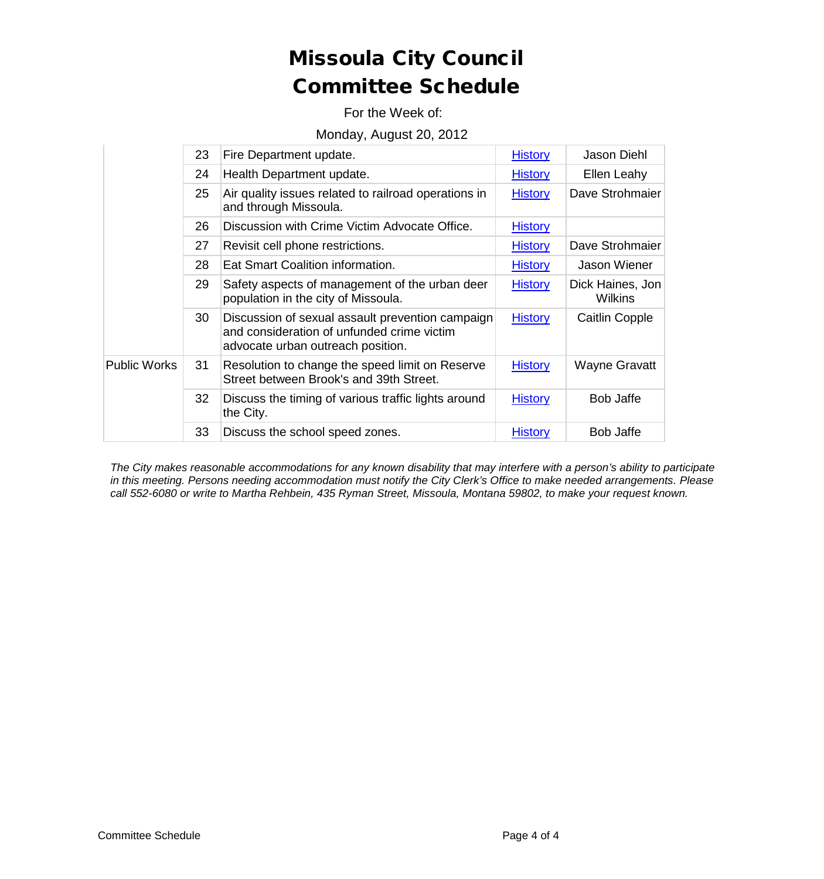# Missoula City Council Committee Schedule

For the Week of:

Monday, August 20, 2012

| | | | | |
|---|---|---|---|---|
| | 23 | Fire Department update. | History | Jason Diehl |
| | 24 | Health Department update. | History | Ellen Leahy |
| | 25 | Air quality issues related to railroad operations in and through Missoula. | History | Dave Strohmaier |
| | 26 | Discussion with Crime Victim Advocate Office. | History | |
| | 27 | Revisit cell phone restrictions. | History | Dave Strohmaier |
| | 28 | Eat Smart Coalition information. | History | Jason Wiener |
| | 29 | Safety aspects of management of the urban deer population in the city of Missoula. | History | Dick Haines, Jon Wilkins |
| | 30 | Discussion of sexual assault prevention campaign and consideration of unfunded crime victim advocate urban outreach position. | History | Caitlin Copple |
| Public Works | 31 | Resolution to change the speed limit on Reserve Street between Brook's and 39th Street. | History | Wayne Gravatt |
| | 32 | Discuss the timing of various traffic lights around the City. | History | Bob Jaffe |
| | 33 | Discuss the school speed zones. | History | Bob Jaffe |

*The City makes reasonable accommodations for any known disability that may interfere with a person's ability to participate in this meeting. Persons needing accommodation must notify the City Clerk's Office to make needed arrangements. Please call 552-6080 or write to Martha Rehbein, 435 Ryman Street, Missoula, Montana 59802, to make your request known.*